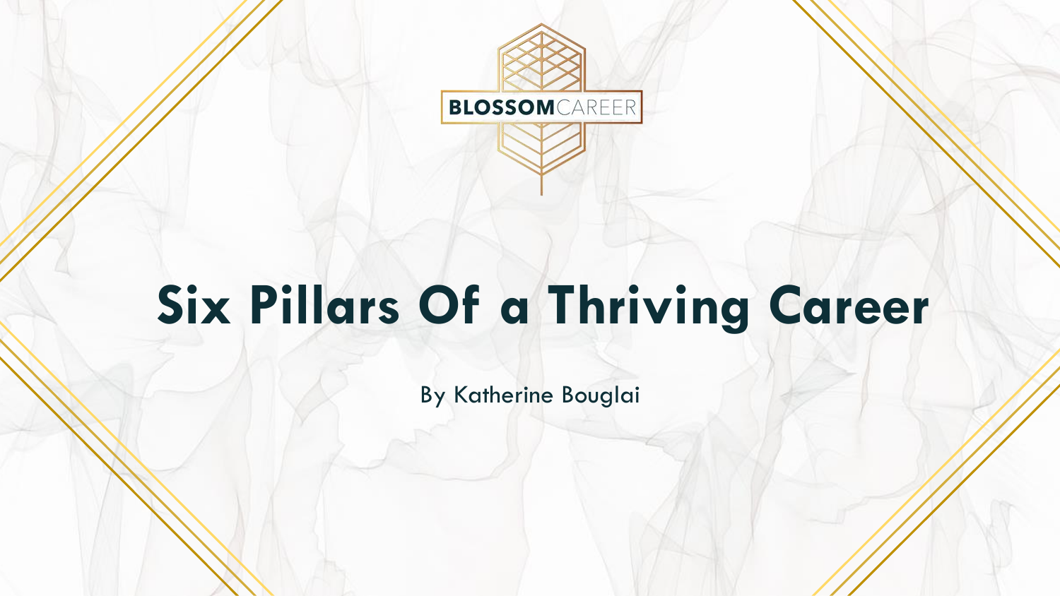BLOSSOMCAREER

# Six Pillars Of a Thriving Career

By Katherine Bouglai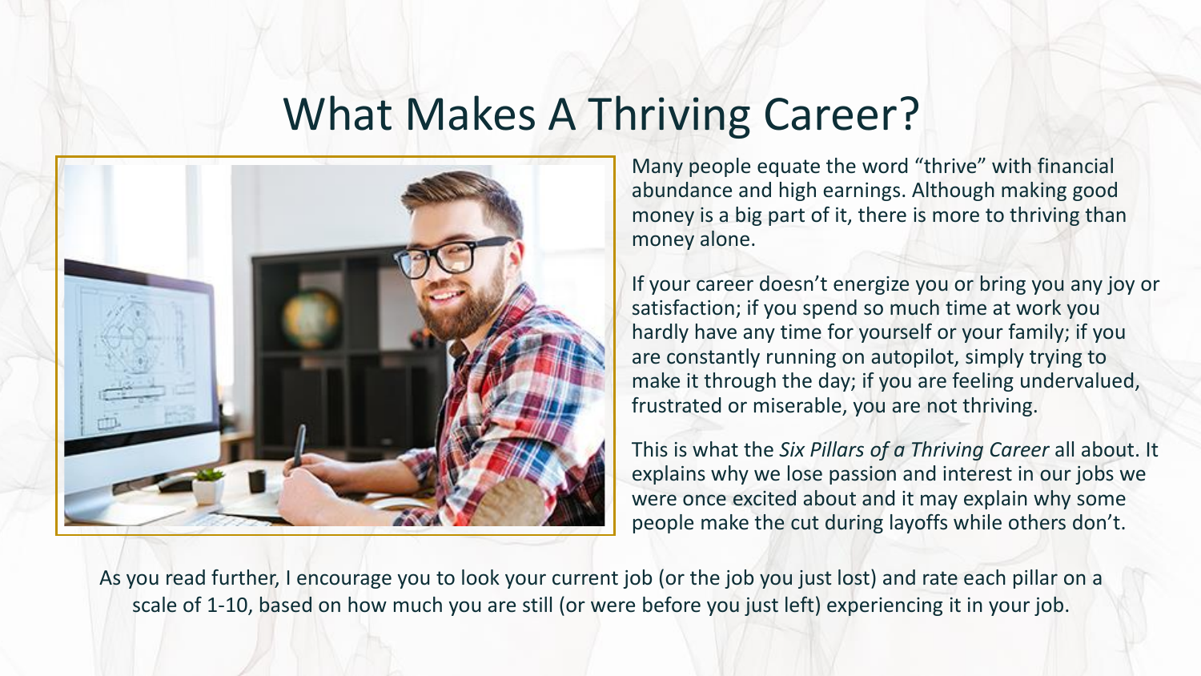# What Makes A Thriving Career?

Many people equate the word "thrive" with financial abundance and high earnings. Although making good money is a big part of it, there is more to thriving than money alone.

If your career doesn't energize you or bring you any joy or satisfaction; if you spend so much time at work you hardly have any time for yourself or your family; if you are constantly running on autopilot, simply trying to make it through the day; if you are feeling undervalued, frustrated or miserable, you are not thriving.

This is what the *Six Pillars of a Thriving Career* all about. It explains why we lose passion and interest in our jobs we were once excited about and it may explain why some people make the cut during layoffs while others don't.

As you read further, I encourage you to look your current job (or the job you just lost) and rate each pillar on a scale of 1-10, based on how much you are still (or were before you just left) experiencing it in your job.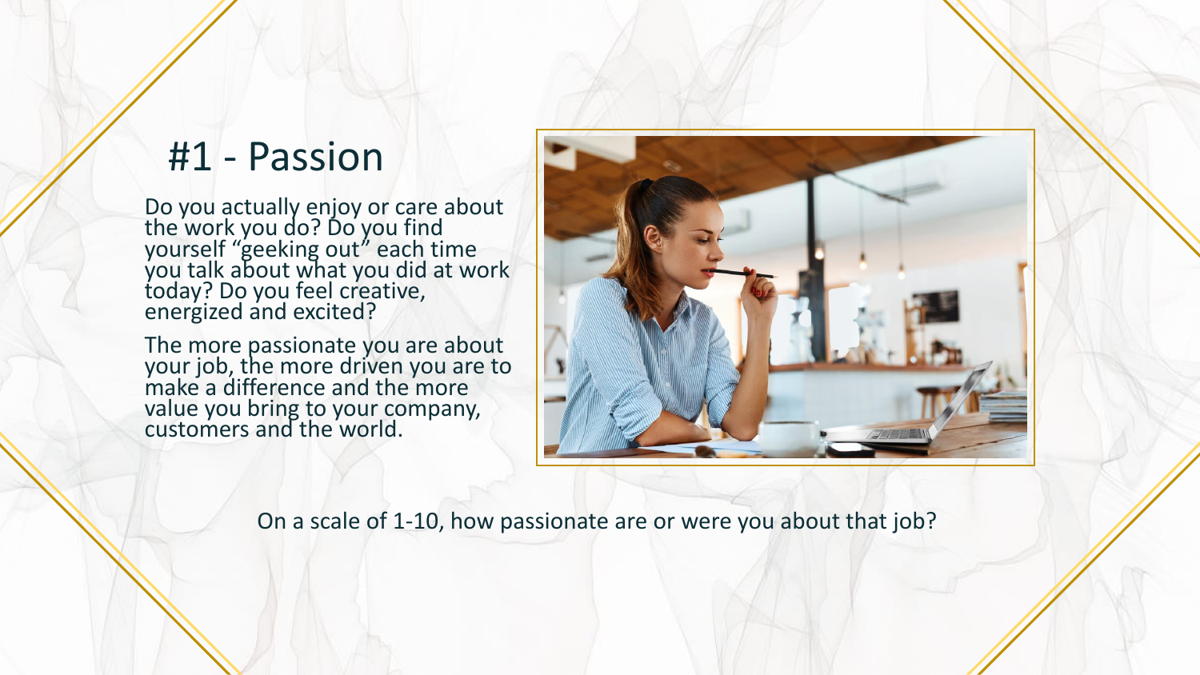# #1 - Passion

Do you actually enjoy or care about the work you do? Do you find yourself "geeking out" each time you talk about what you did at work today? Do you feel creative, energized and excited?

The more passionate you are about your job, the more driven you are to make a difference and the more value you bring to your company, customers and the world.

On a scale of 1-10, how passionate are or were you about that job?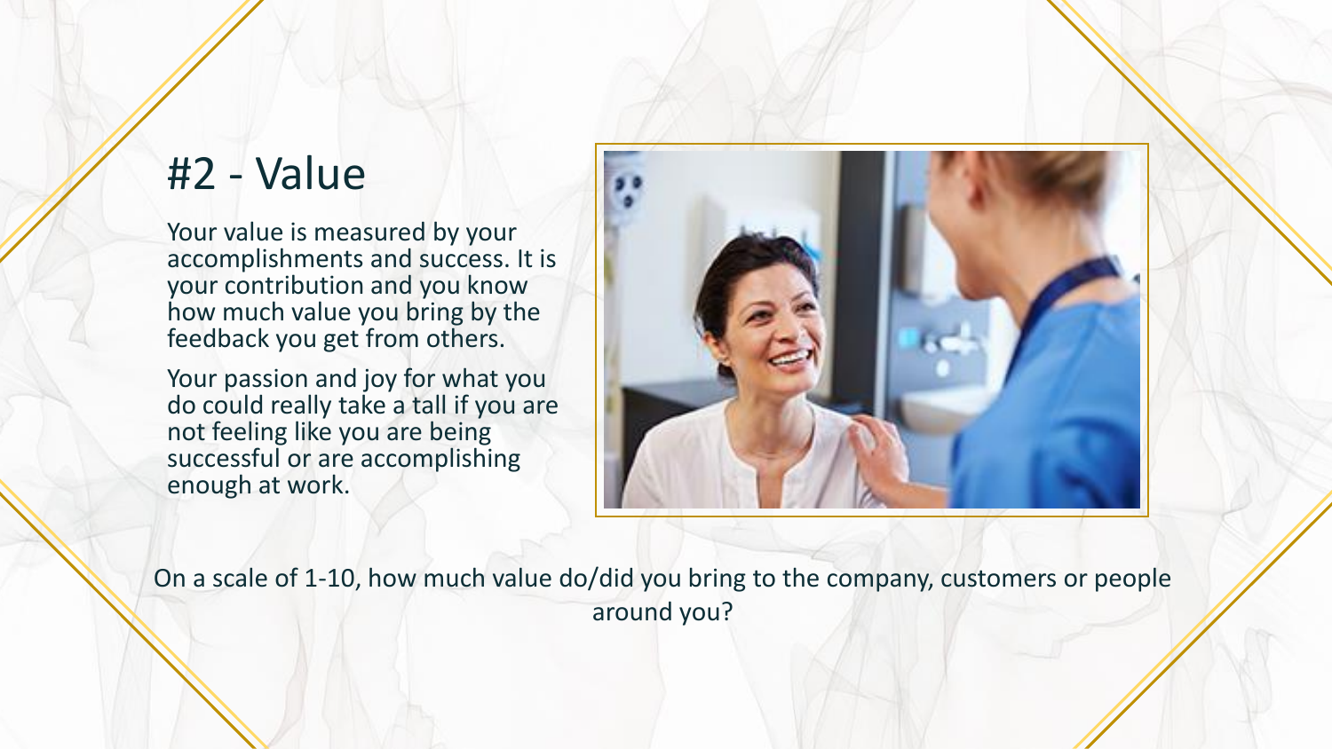# #2 - Value

Your value is measured by your accomplishments and success. It is your contribution and you know how much value you bring by the feedback you get from others.

Your passion and joy for what you do could really take a tall if you are not feeling like you are being successful or are accomplishing enough at work.

On a scale of 1-10, how much value do/did you bring to the company, customers or people around you?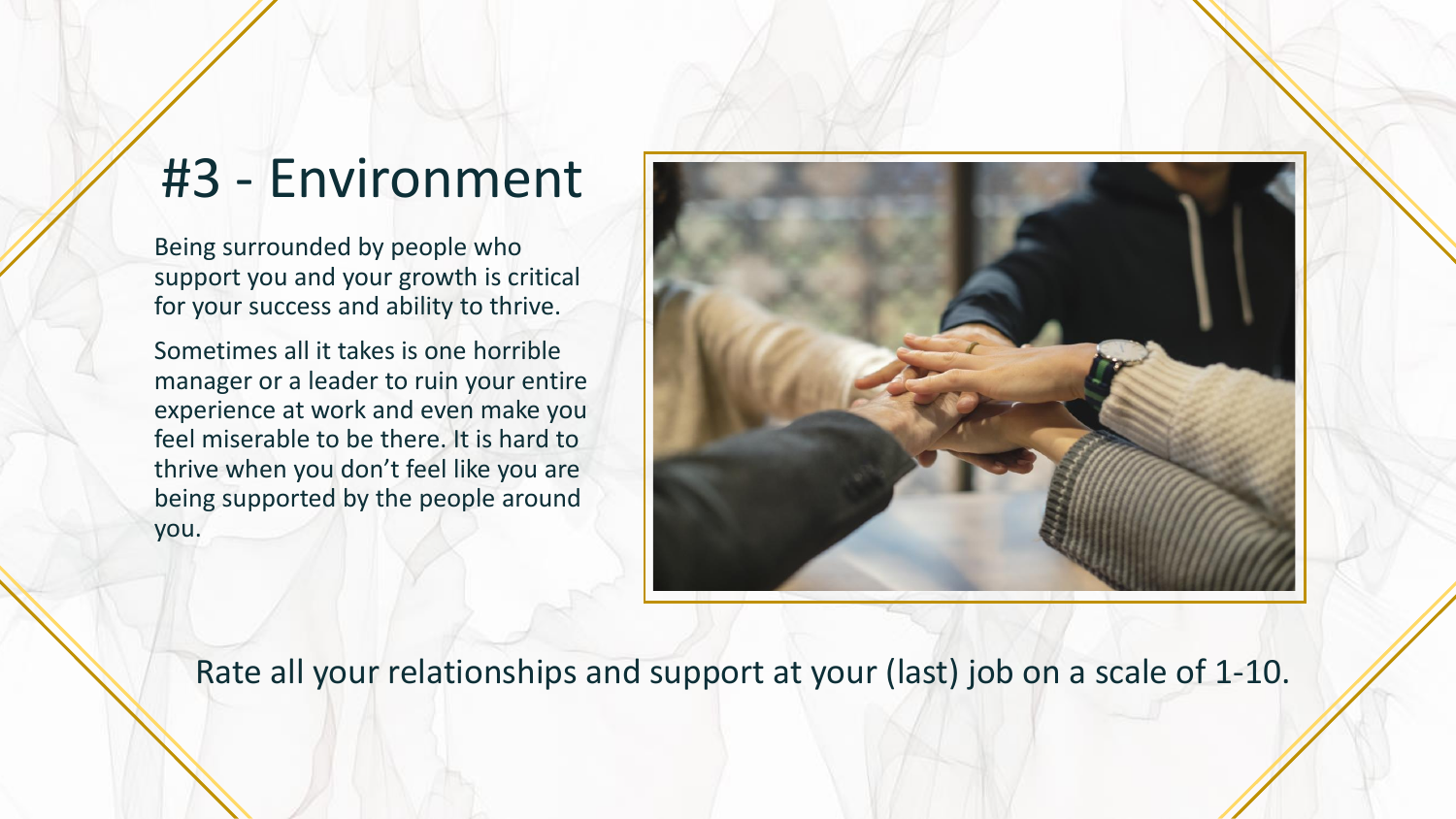# #3 - Environment

Being surrounded by people who support you and your growth is critical for your success and ability to thrive.

Sometimes all it takes is one horrible manager or a leader to ruin your entire experience at work and even make you feel miserable to be there. It is hard to thrive when you don't feel like you are being supported by the people around you.

Rate all your relationships and support at your (last) job on a scale of 1-10.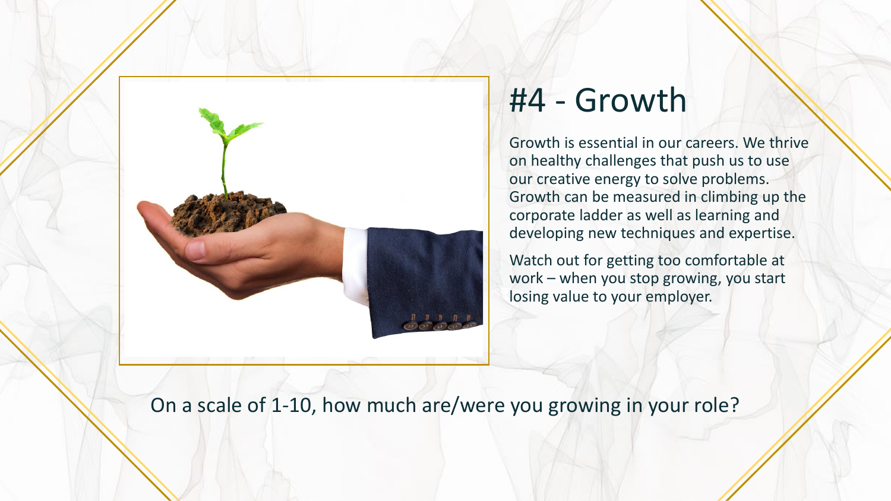# #4 - Growth

Growth is essential in our careers. We thrive on healthy challenges that push us to use our creative energy to solve problems. Growth can be measured in climbing up the corporate ladder as well as learning and developing new techniques and expertise.

Watch out for getting too comfortable at work – when you stop growing, you start losing value to your employer.

On a scale of 1-10, how much are/were you growing in your role?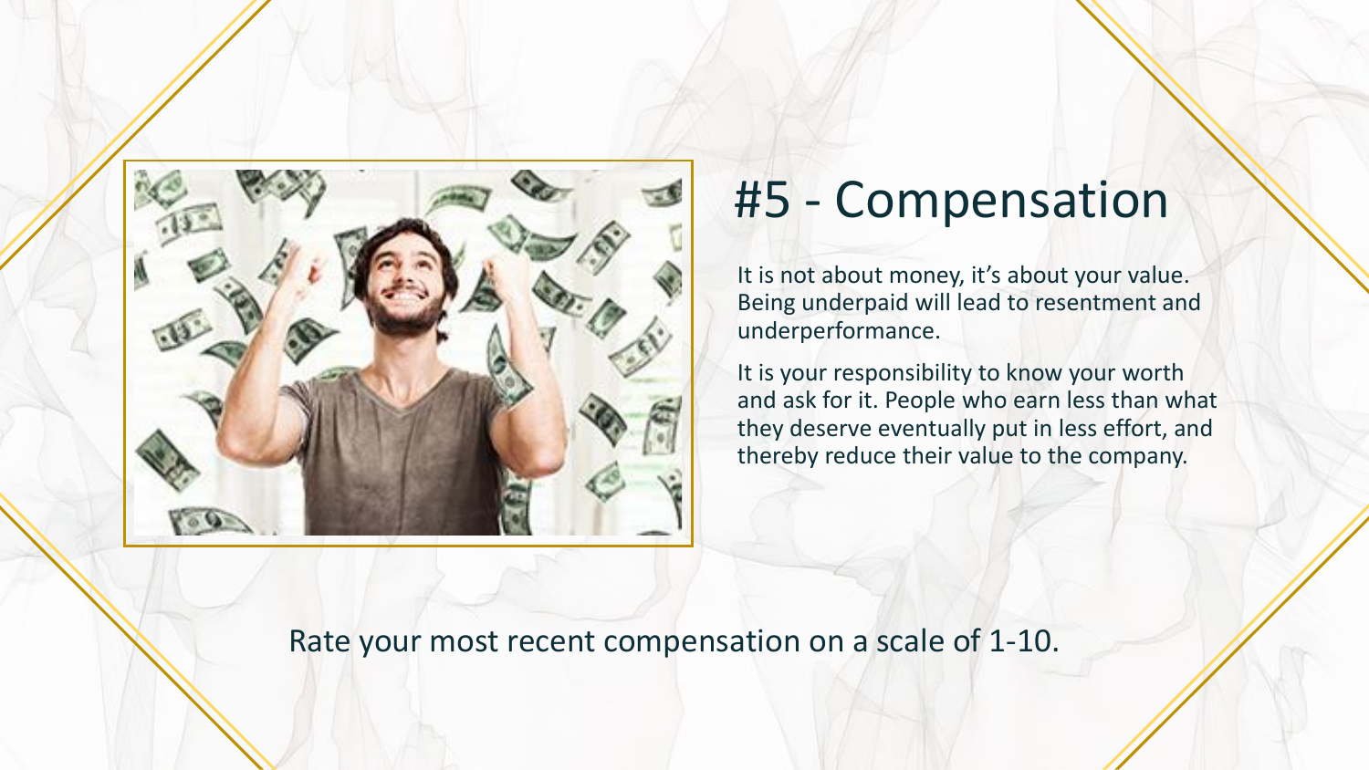# #5 - Compensation

It is not about money, it's about your value. Being underpaid will lead to resentment and underperformance.

It is your responsibility to know your worth and ask for it. People who earn less than what they deserve eventually put in less effort, and thereby reduce their value to the company.

Rate your most recent compensation on a scale of 1-10.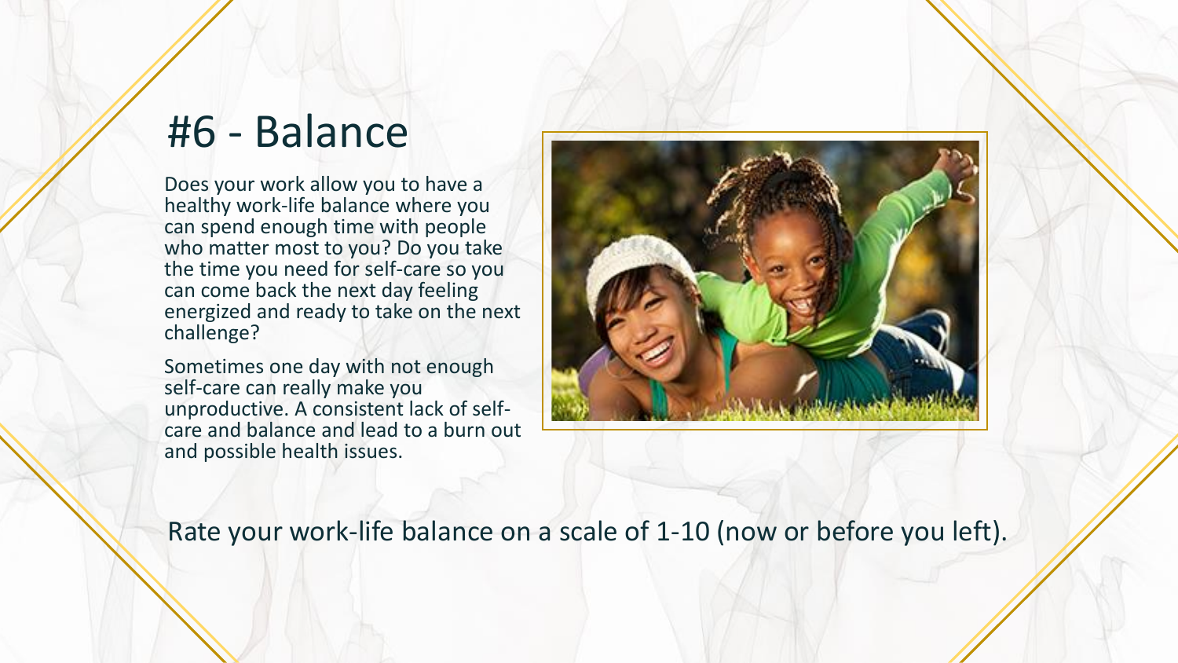# #6 - Balance

Does your work allow you to have a healthy work-life balance where you can spend enough time with people who matter most to you? Do you take the time you need for self-care so you can come back the next day feeling energized and ready to take on the next challenge?

Sometimes one day with not enough self-care can really make you unproductive. A consistent lack of self-care and balance and lead to a burn out and possible health issues.

Rate your work-life balance on a scale of 1-10 (now or before you left).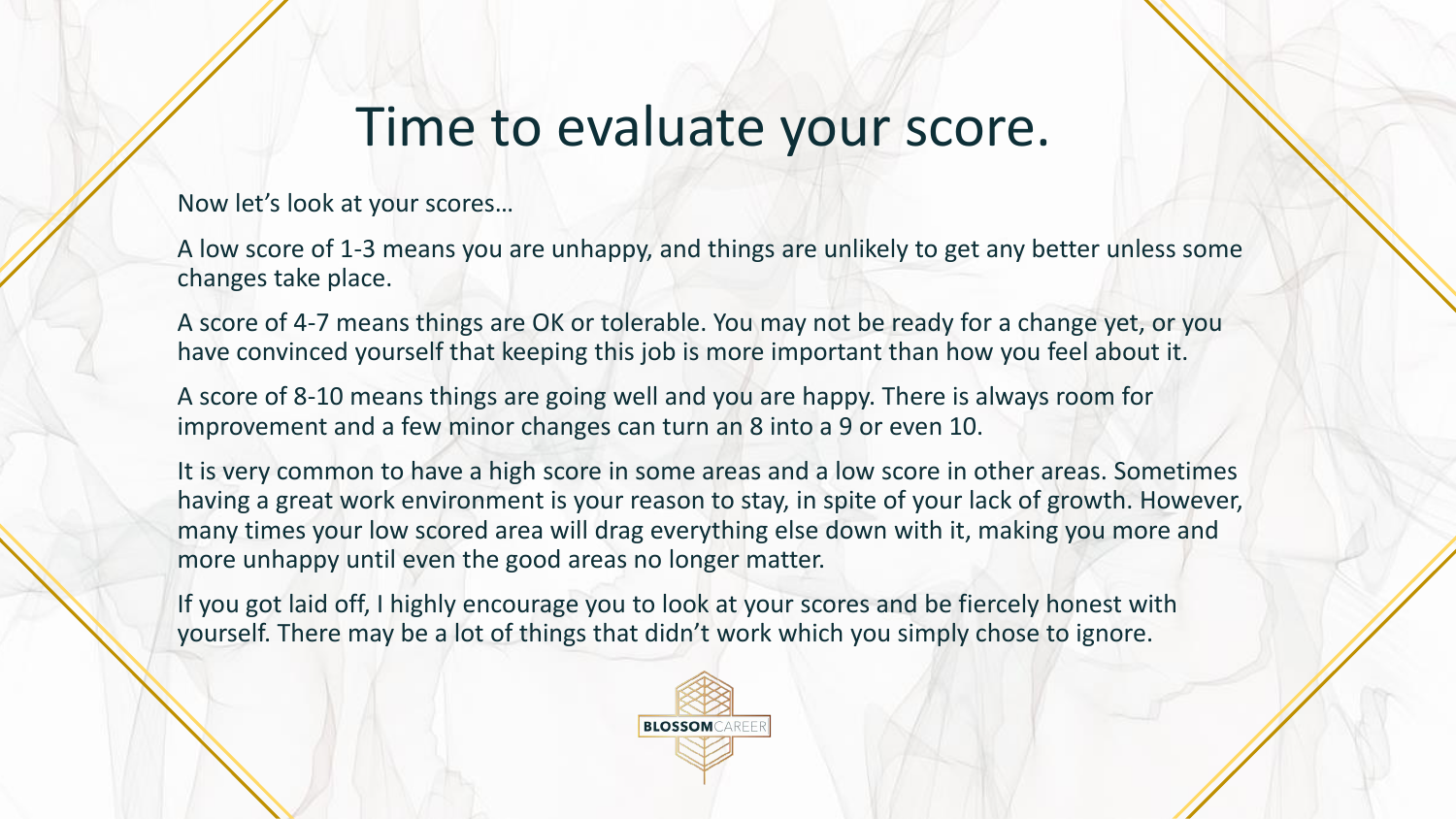# Time to evaluate your score.

Now let's look at your scores…

A low score of 1-3 means you are unhappy, and things are unlikely to get any better unless some changes take place.

A score of 4-7 means things are OK or tolerable. You may not be ready for a change yet, or you have convinced yourself that keeping this job is more important than how you feel about it.

A score of 8-10 means things are going well and you are happy. There is always room for improvement and a few minor changes can turn an 8 into a 9 or even 10.

It is very common to have a high score in some areas and a low score in other areas. Sometimes having a great work environment is your reason to stay, in spite of your lack of growth. However, many times your low scored area will drag everything else down with it, making you more and more unhappy until even the good areas no longer matter.

If you got laid off, I highly encourage you to look at your scores and be fiercely honest with yourself. There may be a lot of things that didn't work which you simply chose to ignore.

BLOSSOMCAREER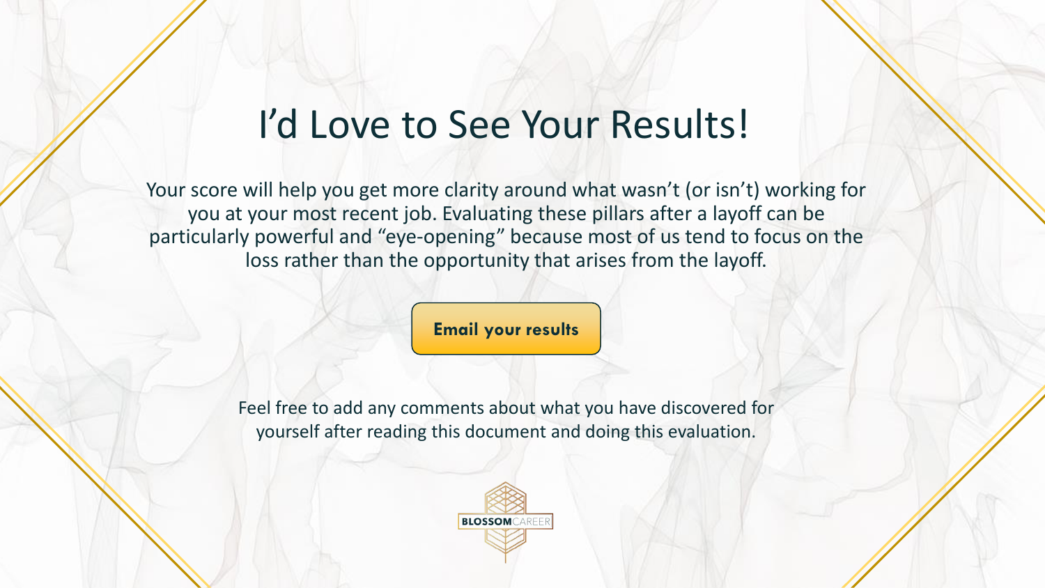# I'd Love to See Your Results!

Your score will help you get more clarity around what wasn't (or isn't) working for you at your most recent job. Evaluating these pillars after a layoff can be particularly powerful and "eye-opening" because most of us tend to focus on the loss rather than the opportunity that arises from the layoff.

**Email your results**

Feel free to add any comments about what you have discovered for yourself after reading this document and doing this evaluation.

BLOSSOMCAREER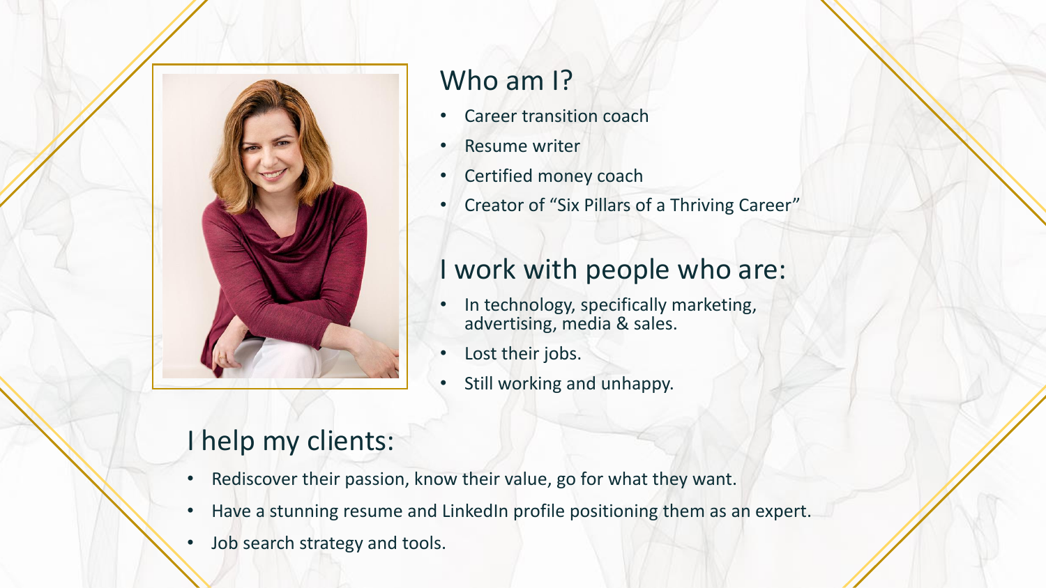## Who am I?

- Career transition coach
- Resume writer
- Certified money coach
- Creator of "Six Pillars of a Thriving Career"

## I work with people who are:

- In technology, specifically marketing, advertising, media & sales.
- Lost their jobs.
- Still working and unhappy.

## I help my clients:

- Rediscover their passion, know their value, go for what they want.
- Have a stunning resume and LinkedIn profile positioning them as an expert.
- Job search strategy and tools.